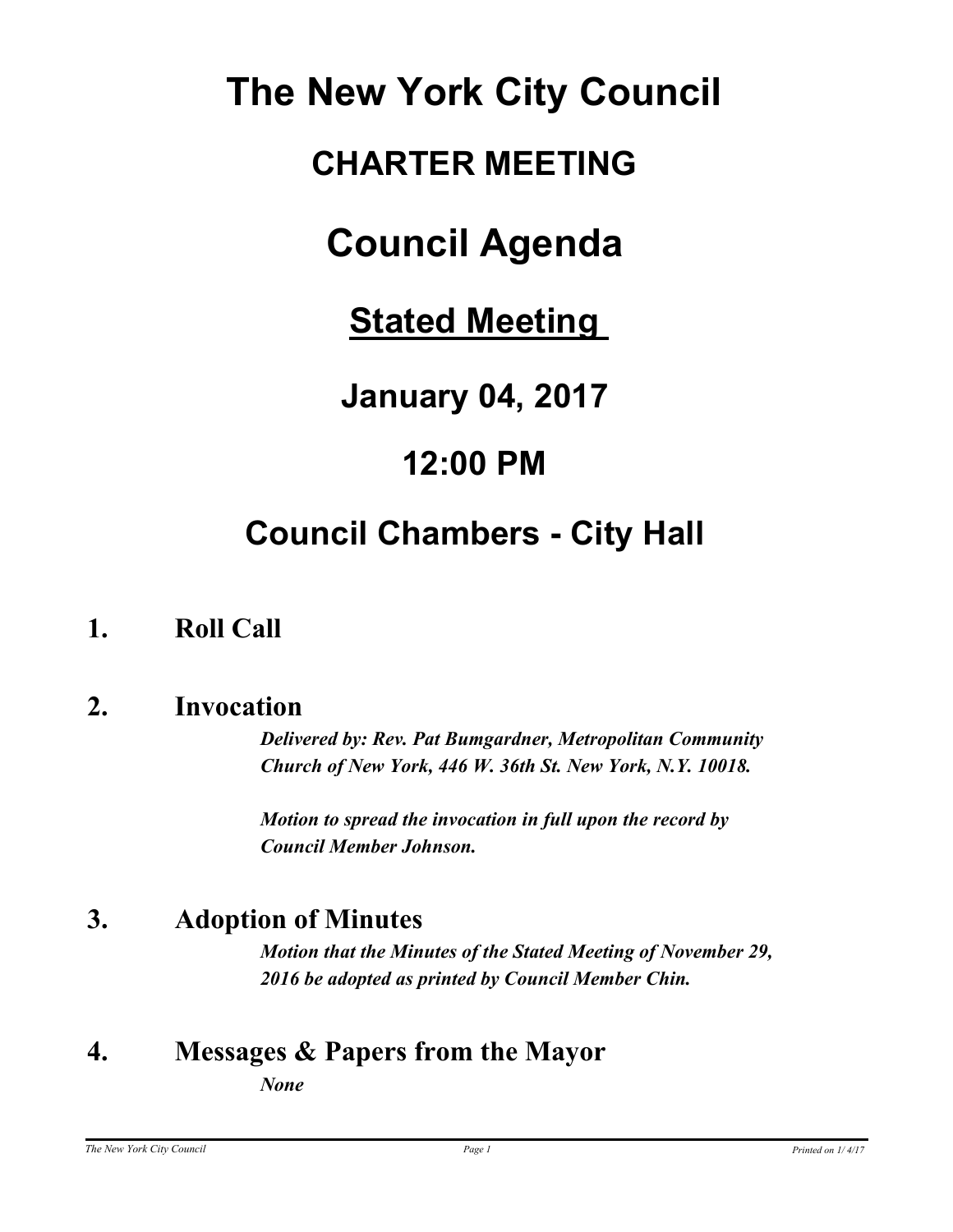# The New York City Council

## CHARTER MEETING

# Council Agenda

## Stated Meeting

## January 04, 2017

## 12:00 PM

## Council Chambers - City Hall

### 1. Roll Call

### 2. Invocation

***Delivered by: Rev. Pat Bumgardner, Metropolitan Community Church of New York, 446 W. 36th St. New York, N.Y. 10018.***

***Motion to spread the invocation in full upon the record by Council Member Johnson.***

### 3. Adoption of Minutes

***Motion that the Minutes of the Stated Meeting of November 29, 2016 be adopted as printed by Council Member Chin.***

### 4. Messages & Papers from the Mayor

***None***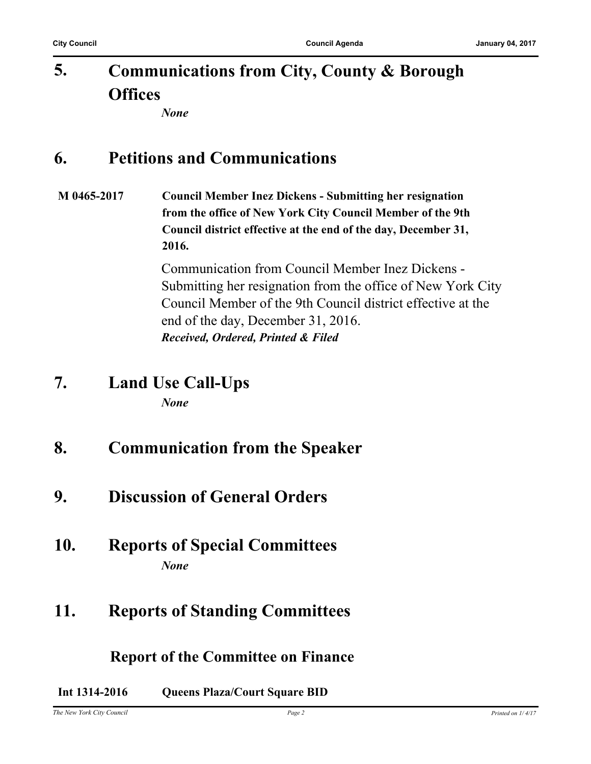## 5. Communications from City, County & Borough Offices

*None*

## 6. Petitions and Communications

**M 0465-2017** **Council Member Inez Dickens - Submitting her resignation from the office of New York City Council Member of the 9th Council district effective at the end of the day, December 31, 2016.**

Communication from Council Member Inez Dickens - Submitting her resignation from the office of New York City Council Member of the 9th Council district effective at the end of the day, December 31, 2016.

***Received, Ordered, Printed & Filed***

## 7. Land Use Call-Ups

*None*

## 8. Communication from the Speaker

## 9. Discussion of General Orders

## 10. Reports of Special Committees

*None*

## 11. Reports of Standing Committees

### Report of the Committee on Finance

**Int 1314-2016** **Queens Plaza/Court Square BID**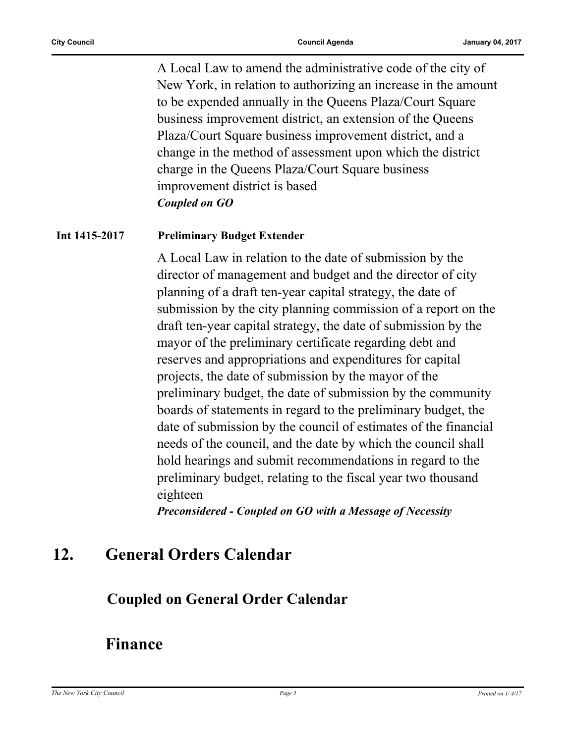A Local Law to amend the administrative code of the city of New York, in relation to authorizing an increase in the amount to be expended annually in the Queens Plaza/Court Square business improvement district, an extension of the Queens Plaza/Court Square business improvement district, and a change in the method of assessment upon which the district charge in the Queens Plaza/Court Square business improvement district is based

***Coupled on GO***

**Int 1415-2017** **Preliminary Budget Extender**

A Local Law in relation to the date of submission by the director of management and budget and the director of city planning of a draft ten-year capital strategy, the date of submission by the city planning commission of a report on the draft ten-year capital strategy, the date of submission by the mayor of the preliminary certificate regarding debt and reserves and appropriations and expenditures for capital projects, the date of submission by the mayor of the preliminary budget, the date of submission by the community boards of statements in regard to the preliminary budget, the date of submission by the council of estimates of the financial needs of the council, and the date by which the council shall hold hearings and submit recommendations in regard to the preliminary budget, relating to the fiscal year two thousand eighteen

***Preconsidered - Coupled on GO with a Message of Necessity***

# 12. General Orders Calendar

## Coupled on General Order Calendar

## Finance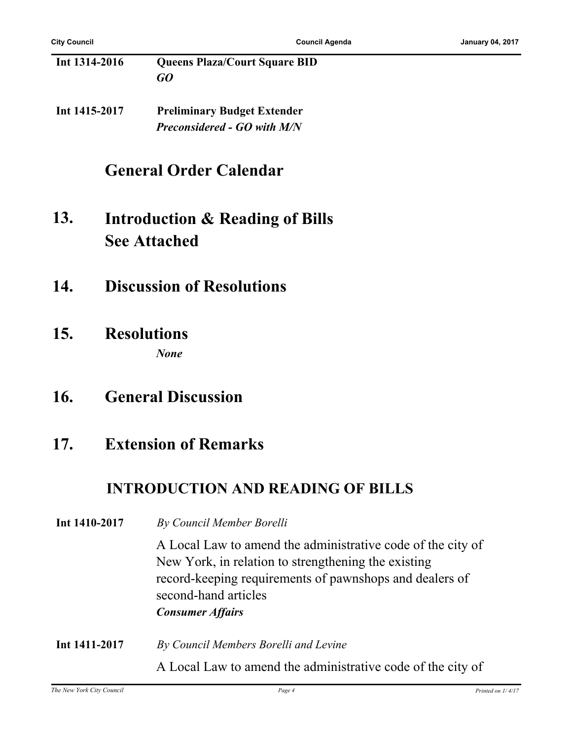**Int 1314-2016** **Queens Plaza/Court Square BID**
***GO***

**Int 1415-2017** **Preliminary Budget Extender**
***Preconsidered - GO with M/N***

## General Order Calendar

## 13. Introduction & Reading of Bills
## See Attached

## 14. Discussion of Resolutions

## 15. Resolutions

***None***

## 16. General Discussion

## 17. Extension of Remarks

## INTRODUCTION AND READING OF BILLS

**Int 1410-2017** *By Council Member Borelli*

A Local Law to amend the administrative code of the city of New York, in relation to strengthening the existing record-keeping requirements of pawnshops and dealers of second-hand articles
***Consumer Affairs***

**Int 1411-2017** *By Council Members Borelli and Levine*

A Local Law to amend the administrative code of the city of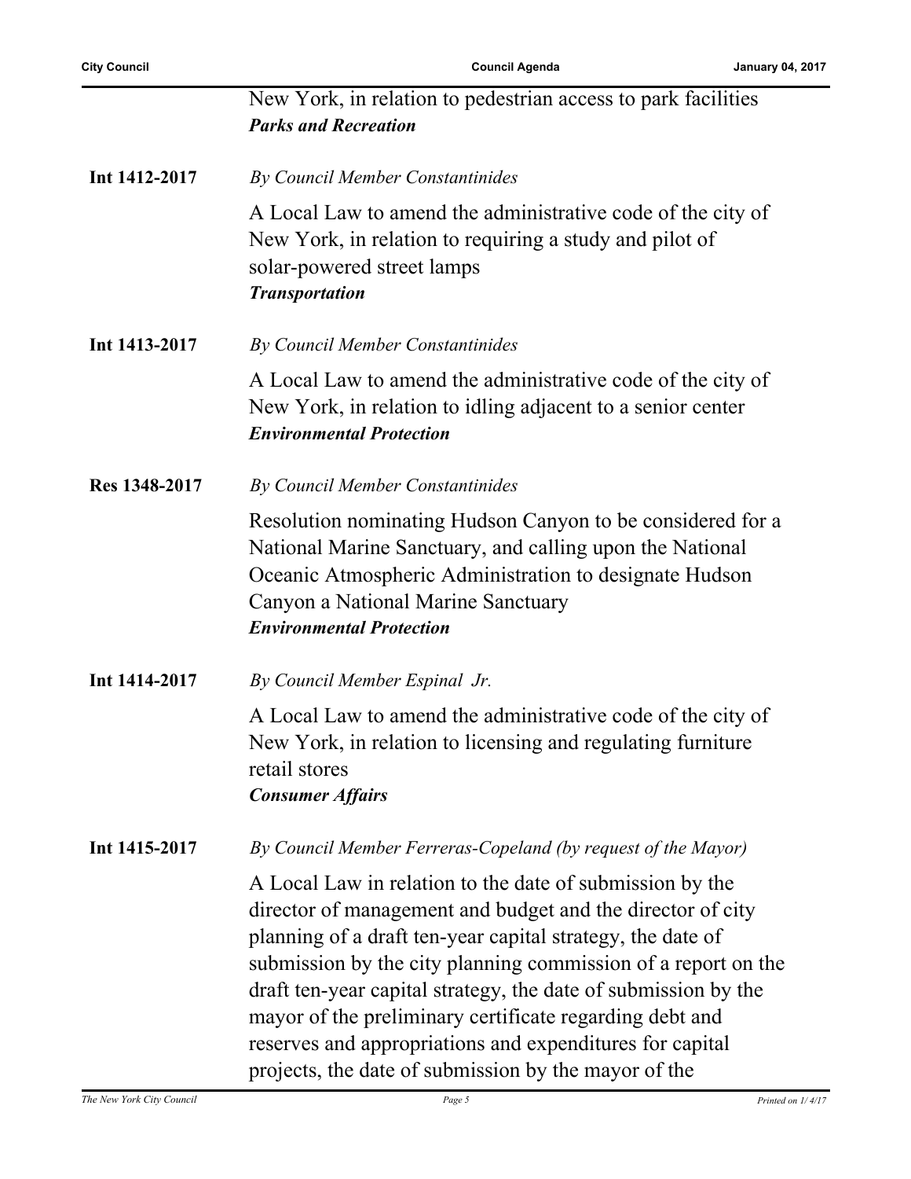New York, in relation to pedestrian access to park facilities
***Parks and Recreation***

**Int 1412-2017** *By Council Member Constantinides*

A Local Law to amend the administrative code of the city of New York, in relation to requiring a study and pilot of solar-powered street lamps
***Transportation***

**Int 1413-2017** *By Council Member Constantinides*

A Local Law to amend the administrative code of the city of New York, in relation to idling adjacent to a senior center
***Environmental Protection***

**Res 1348-2017** *By Council Member Constantinides*

Resolution nominating Hudson Canyon to be considered for a National Marine Sanctuary, and calling upon the National Oceanic Atmospheric Administration to designate Hudson Canyon a National Marine Sanctuary
***Environmental Protection***

**Int 1414-2017** *By Council Member Espinal Jr.*

A Local Law to amend the administrative code of the city of New York, in relation to licensing and regulating furniture retail stores
***Consumer Affairs***

**Int 1415-2017** *By Council Member Ferreras-Copeland (by request of the Mayor)*

A Local Law in relation to the date of submission by the director of management and budget and the director of city planning of a draft ten-year capital strategy, the date of submission by the city planning commission of a report on the draft ten-year capital strategy, the date of submission by the mayor of the preliminary certificate regarding debt and reserves and appropriations and expenditures for capital projects, the date of submission by the mayor of the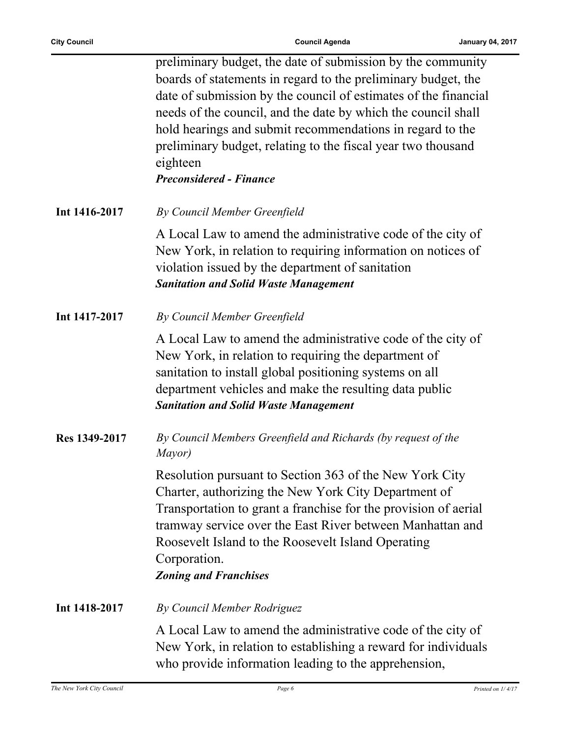preliminary budget, the date of submission by the community boards of statements in regard to the preliminary budget, the date of submission by the council of estimates of the financial needs of the council, and the date by which the council shall hold hearings and submit recommendations in regard to the preliminary budget, relating to the fiscal year two thousand eighteen

***Preconsidered - Finance***

**Int 1416-2017** *By Council Member Greenfield*

A Local Law to amend the administrative code of the city of New York, in relation to requiring information on notices of violation issued by the department of sanitation

***Sanitation and Solid Waste Management***

**Int 1417-2017** *By Council Member Greenfield*

A Local Law to amend the administrative code of the city of New York, in relation to requiring the department of sanitation to install global positioning systems on all department vehicles and make the resulting data public

***Sanitation and Solid Waste Management***

**Res 1349-2017** *By Council Members Greenfield and Richards (by request of the Mayor)*

Resolution pursuant to Section 363 of the New York City Charter, authorizing the New York City Department of Transportation to grant a franchise for the provision of aerial tramway service over the East River between Manhattan and Roosevelt Island to the Roosevelt Island Operating Corporation.

***Zoning and Franchises***

**Int 1418-2017** *By Council Member Rodriguez*

A Local Law to amend the administrative code of the city of New York, in relation to establishing a reward for individuals who provide information leading to the apprehension,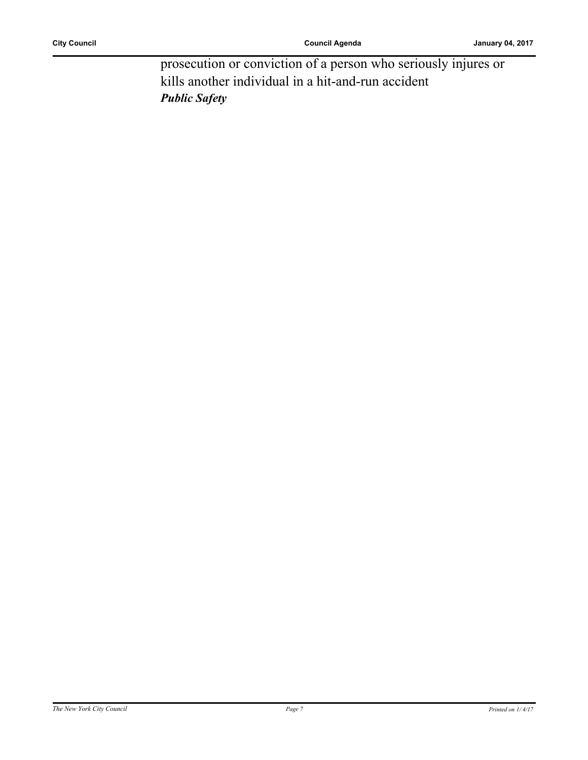prosecution or conviction of a person who seriously injures or kills another individual in a hit-and-run accident

***Public Safety***